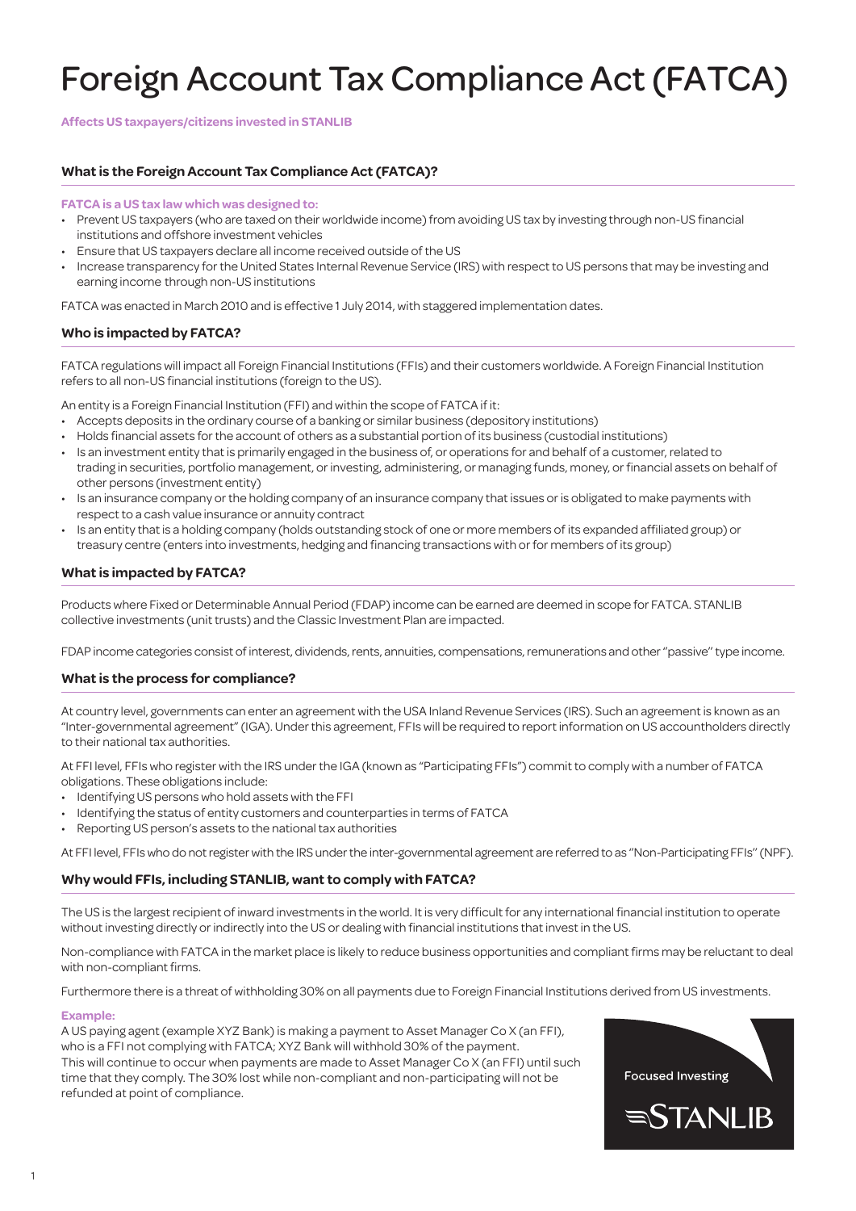# Foreign Account Tax Compliance Act (FATCA)

**Affects US taxpayers/citizens invested in STANLIB**

## What is the Foreign Account Tax Compliance Act (FATCA)?

**FATCA is a US tax law which was designed to:**

- Prevent US taxpayers (who are taxed on their worldwide income) from avoiding US tax by investing through non-US financial institutions and offshore investment vehicles
- Ensure that US taxpayers declare all income received outside of the US
- Increase transparency for the United States Internal Revenue Service (IRS) with respect to US persons that may be investing and earning income through non-US institutions

FATCA was enacted in March 2010 and is effective 1 July 2014, with staggered implementation dates.

## Who is impacted by FATCA?

FATCA regulations will impact all Foreign Financial Institutions (FFIs) and their customers worldwide. A Foreign Financial Institution refers to all non-US financial institutions (foreign to the US).

An entity is a Foreign Financial Institution (FFI) and within the scope of FATCA if it:

- Accepts deposits in the ordinary course of a banking or similar business (depository institutions)
- Holds financial assets for the account of others as a substantial portion of its business (custodial institutions)
- Is an investment entity that is primarily engaged in the business of, or operations for and behalf of a customer, related to trading in securities, portfolio management, or investing, administering, or managing funds, money, or financial assets on behalf of other persons (investment entity)
- Is an insurance company or the holding company of an insurance company that issues or is obligated to make payments with respect to a cash value insurance or annuity contract
- Is an entity that is a holding company (holds outstanding stock of one or more members of its expanded affiliated group) or treasury centre (enters into investments, hedging and financing transactions with or for members of its group)

## What is impacted by FATCA?

Products where Fixed or Determinable Annual Period (FDAP) income can be earned are deemed in scope for FATCA. STANLIB collective investments (unit trusts) and the Classic Investment Plan are impacted.

FDAP income categories consist of interest, dividends, rents, annuities, compensations, remunerations and other "passive" type income.

## What is the process for compliance?

At country level, governments can enter an agreement with the USA Inland Revenue Services (IRS). Such an agreement is known as an "Inter-governmental agreement" (IGA). Under this agreement, FFIs will be required to report information on US accountholders directly to their national tax authorities.

At FFI level, FFIs who register with the IRS under the IGA (known as "Participating FFIs") commit to comply with a number of FATCA obligations. These obligations include:

- Identifying US persons who hold assets with the FFI
- Identifying the status of entity customers and counterparties in terms of FATCA
- Reporting US person's assets to the national tax authorities

At FFI level, FFIs who do not register with the IRS under the inter-governmental agreement are referred to as "Non-Participating FFIs" (NPF).

## Why would FFIs, including STANLIB, want to comply with FATCA?

The US is the largest recipient of inward investments in the world. It is very difficult for any international financial institution to operate without investing directly or indirectly into the US or dealing with financial institutions that invest in the US.

Non-compliance with FATCA in the market place is likely to reduce business opportunities and compliant firms may be reluctant to deal with non-compliant firms.

Furthermore there is a threat of withholding 30% on all payments due to Foreign Financial Institutions derived from US investments.

**Example:**

A US paying agent (example XYZ Bank) is making a payment to Asset Manager Co X (an FFI), who is a FFI not complying with FATCA; XYZ Bank will withhold 30% of the payment. This will continue to occur when payments are made to Asset Manager Co X (an FFI) until such time that they comply. The 30% lost while non-compliant and non-participating will not be refunded at point of compliance.

Focused Investing

STANLIB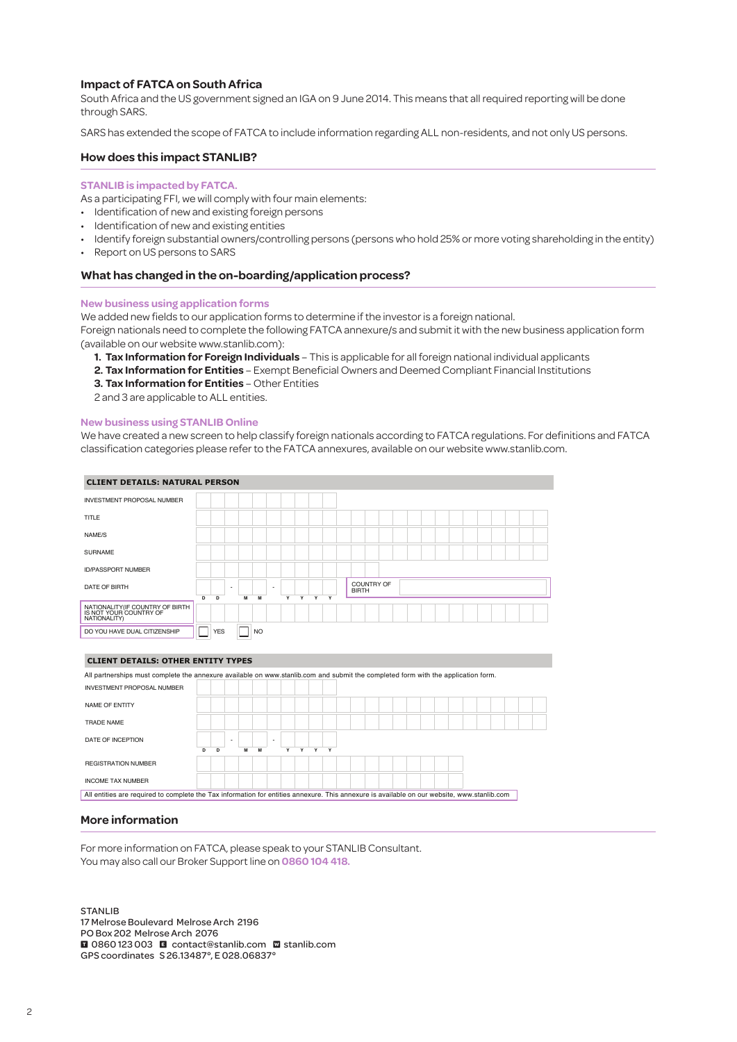## Impact of FATCA on South Africa

South Africa and the US government signed an IGA on 9 June 2014. This means that all required reporting will be done through SARS.

SARS has extended the scope of FATCA to include information regarding ALL non-residents, and not only US persons.

## How does this impact STANLIB?

### STANLIB is impacted by FATCA.

As a participating FFI, we will comply with four main elements:

- Identification of new and existing foreign persons
- Identification of new and existing entities
- Identify foreign substantial owners/controlling persons (persons who hold 25% or more voting shareholding in the entity)
- Report on US persons to SARS

## What has changed in the on-boarding/application process?

### New business using application forms

We added new fields to our application forms to determine if the investor is a foreign national.
Foreign nationals need to complete the following FATCA annexure/s and submit it with the new business application form (available on our website www.stanlib.com):

1. **Tax Information for Foreign Individuals** – This is applicable for all foreign national individual applicants
2. **Tax Information for Entities** – Exempt Beneficial Owners and Deemed Compliant Financial Institutions
3. **Tax Information for Entities** – Other Entities

2 and 3 are applicable to ALL entities.

### New business using STANLIB Online

We have created a new screen to help classify foreign nationals according to FATCA regulations. For definitions and FATCA classification categories please refer to the FATCA annexures, available on our website www.stanlib.com.

| CLIENT DETAILS: NATURAL PERSON | | | |
|---|---|---|---|
| INVESTMENT PROPOSAL NUMBER | | | |
| TITLE | | | |
| NAME/S | | | |
| SURNAME | | | |
| ID/PASSPORT NUMBER | | | |
| DATE OF BIRTH | D D - M M - Y Y Y Y | COUNTRY OF BIRTH | |
| NATIONALITY(IF COUNTRY OF BIRTH IS NOT YOUR COUNTRY OF NATIONALITY) | | | |
| DO YOU HAVE DUAL CITIZENSHIP | ☐ YES ☐ NO | | |

| CLIENT DETAILS: OTHER ENTITY TYPES | |
|---|---|
| All partnerships must complete the annexure available on www.stanlib.com and submit the completed form with the application form. | |
| INVESTMENT PROPOSAL NUMBER | |
| NAME OF ENTITY | |
| TRADE NAME | |
| DATE OF INCEPTION | D D - M M - Y Y Y Y |
| REGISTRATION NUMBER | |
| INCOME TAX NUMBER | |
| All entities are required to complete the Tax information for entities annexure. This annexure is available on our website, www.stanlib.com | |

## More information

For more information on FATCA, please speak to your STANLIB Consultant.
You may also call our Broker Support line on **0860 104 418.**

STANLIB
17 Melrose Boulevard Melrose Arch 2196
PO Box 202 Melrose Arch 2076
T 0860 123 003 E contact@stanlib.com W stanlib.com
GPS coordinates S 26.13487°, E 028.06837°